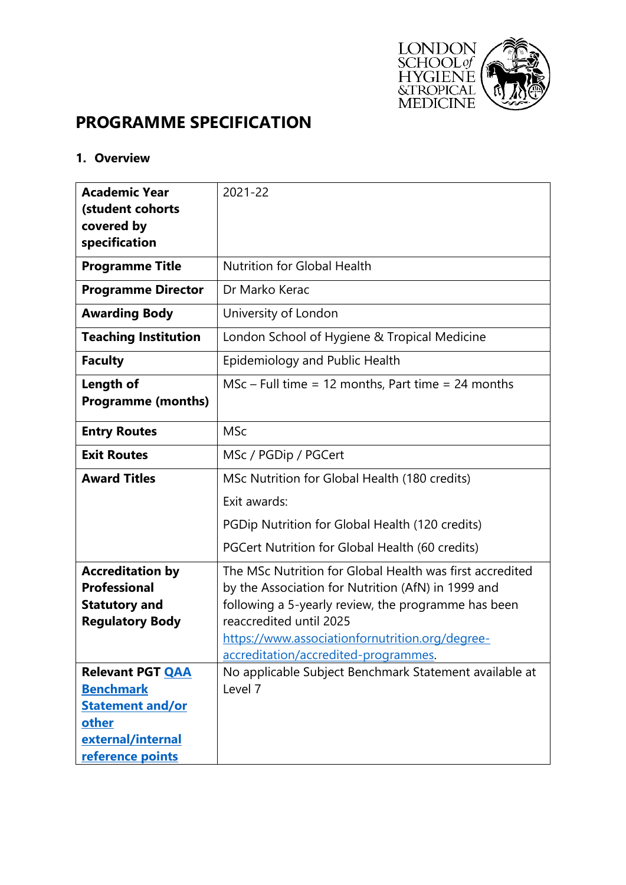# PROGRAMME SPECIFICATION

## 1. Overview

| | |
|---|---|
| **Academic Year (student cohorts covered by specification** | 2021-22 |
| **Programme Title** | Nutrition for Global Health |
| **Programme Director** | Dr Marko Kerac |
| **Awarding Body** | University of London |
| **Teaching Institution** | London School of Hygiene & Tropical Medicine |
| **Faculty** | Epidemiology and Public Health |
| **Length of Programme (months)** | MSc – Full time = 12 months, Part time = 24 months |
| **Entry Routes** | MSc |
| **Exit Routes** | MSc / PGDip / PGCert |
| **Award Titles** | MSc Nutrition for Global Health (180 credits)<br>Exit awards:<br>PGDip Nutrition for Global Health (120 credits)<br>PGCert Nutrition for Global Health (60 credits) |
| **Accreditation by Professional Statutory and Regulatory Body** | The MSc Nutrition for Global Health was first accredited by the Association for Nutrition (AfN) in 1999 and following a 5-yearly review, the programme has been reaccredited until 2025 https://www.associationfornutrition.org/degree-accreditation/accredited-programmes. |
| **Relevant PGT QAA Benchmark Statement and/or other external/internal reference points** | No applicable Subject Benchmark Statement available at Level 7 |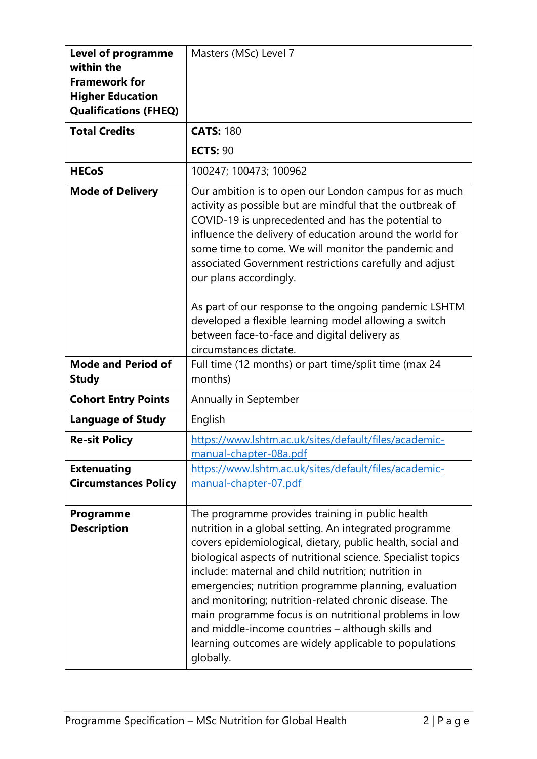| | |
|---|---|
| **Level of programme within the Framework for Higher Education Qualifications (FHEQ)** | Masters (MSc) Level 7 |
| **Total Credits** | **CATS:** 180<br>**ECTS:** 90 |
| **HECoS** | 100247; 100473; 100962 |
| **Mode of Delivery** | Our ambition is to open our London campus for as much activity as possible but are mindful that the outbreak of COVID-19 is unprecedented and has the potential to influence the delivery of education around the world for some time to come. We will monitor the pandemic and associated Government restrictions carefully and adjust our plans accordingly.<br><br>As part of our response to the ongoing pandemic LSHTM developed a flexible learning model allowing a switch between face-to-face and digital delivery as circumstances dictate. |
| **Mode and Period of Study** | Full time (12 months) or part time/split time (max 24 months) |
| **Cohort Entry Points** | Annually in September |
| **Language of Study** | English |
| **Re-sit Policy** | https://www.lshtm.ac.uk/sites/default/files/academic-manual-chapter-08a.pdf |
| **Extenuating Circumstances Policy** | https://www.lshtm.ac.uk/sites/default/files/academic-manual-chapter-07.pdf |
| **Programme Description** | The programme provides training in public health nutrition in a global setting. An integrated programme covers epidemiological, dietary, public health, social and biological aspects of nutritional science. Specialist topics include: maternal and child nutrition; nutrition in emergencies; nutrition programme planning, evaluation and monitoring; nutrition-related chronic disease. The main programme focus is on nutritional problems in low and middle-income countries – although skills and learning outcomes are widely applicable to populations globally. |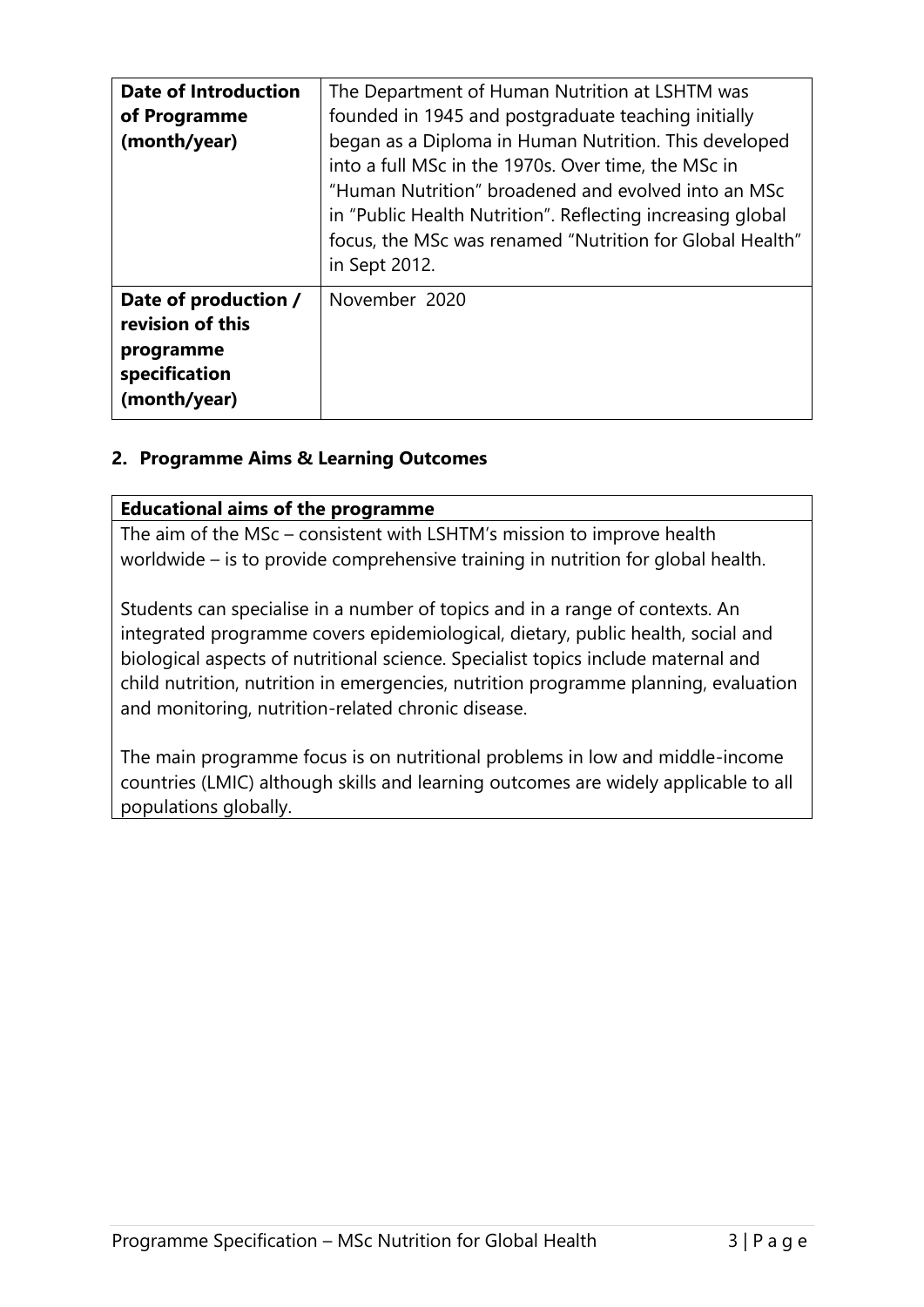| **Date of Introduction of Programme (month/year)** | The Department of Human Nutrition at LSHTM was founded in 1945 and postgraduate teaching initially began as a Diploma in Human Nutrition. This developed into a full MSc in the 1970s. Over time, the MSc in "Human Nutrition" broadened and evolved into an MSc in "Public Health Nutrition". Reflecting increasing global focus, the MSc was renamed "Nutrition for Global Health" in Sept 2012. |
|---|---|
| **Date of production / revision of this programme specification (month/year)** | November 2020 |

## 2. Programme Aims & Learning Outcomes

| **Educational aims of the programme** |
|---|
| The aim of the MSc – consistent with LSHTM's mission to improve health worldwide – is to provide comprehensive training in nutrition for global health.<br><br>Students can specialise in a number of topics and in a range of contexts. An integrated programme covers epidemiological, dietary, public health, social and biological aspects of nutritional science. Specialist topics include maternal and child nutrition, nutrition in emergencies, nutrition programme planning, evaluation and monitoring, nutrition-related chronic disease.<br><br>The main programme focus is on nutritional problems in low and middle-income countries (LMIC) although skills and learning outcomes are widely applicable to all populations globally. |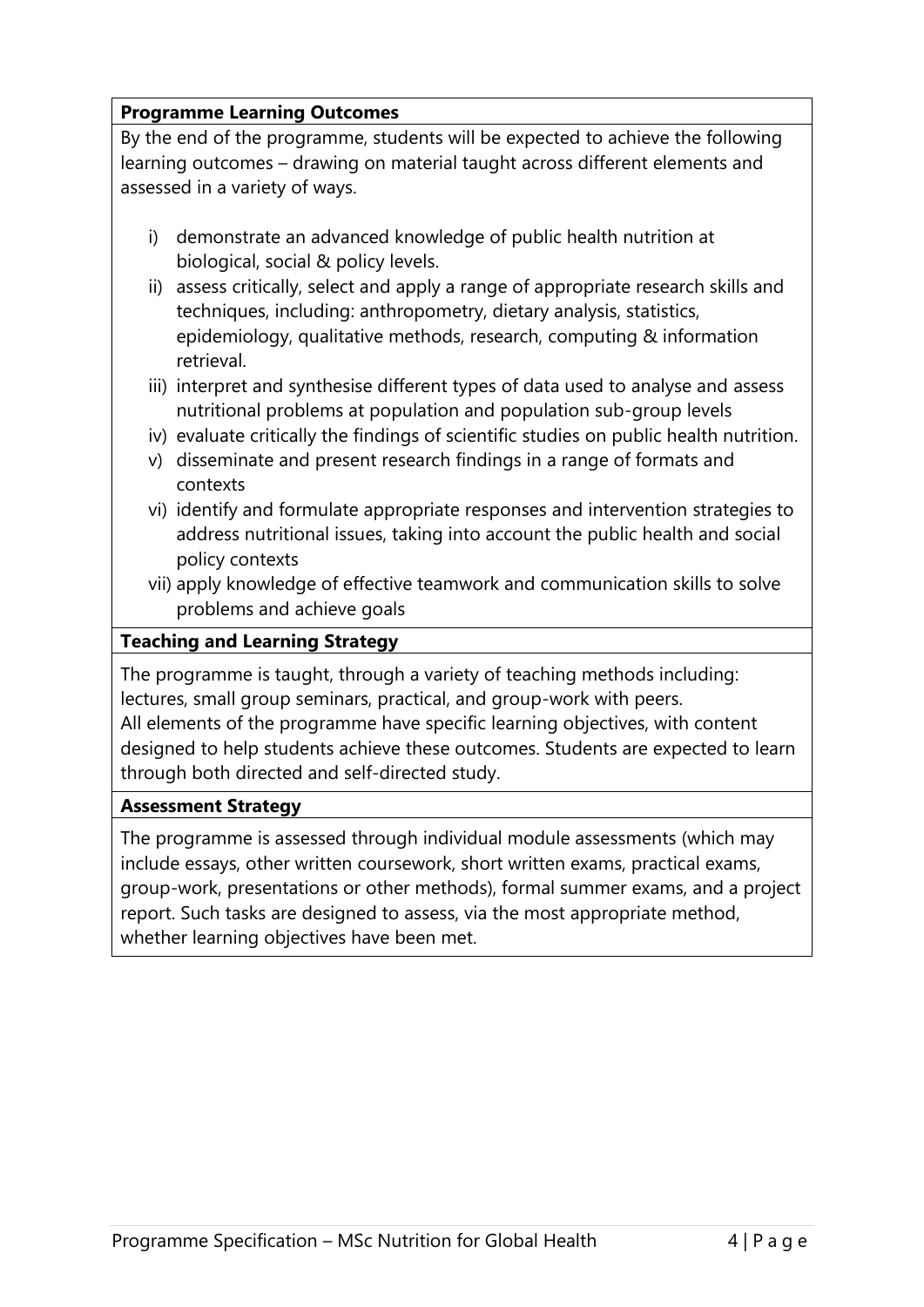**Programme Learning Outcomes**

By the end of the programme, students will be expected to achieve the following learning outcomes – drawing on material taught across different elements and assessed in a variety of ways.

i) demonstrate an advanced knowledge of public health nutrition at biological, social & policy levels.
ii) assess critically, select and apply a range of appropriate research skills and techniques, including: anthropometry, dietary analysis, statistics, epidemiology, qualitative methods, research, computing & information retrieval.
iii) interpret and synthesise different types of data used to analyse and assess nutritional problems at population and population sub-group levels
iv) evaluate critically the findings of scientific studies on public health nutrition.
v) disseminate and present research findings in a range of formats and contexts
vi) identify and formulate appropriate responses and intervention strategies to address nutritional issues, taking into account the public health and social policy contexts
vii) apply knowledge of effective teamwork and communication skills to solve problems and achieve goals

**Teaching and Learning Strategy**

The programme is taught, through a variety of teaching methods including: lectures, small group seminars, practical, and group-work with peers.
All elements of the programme have specific learning objectives, with content designed to help students achieve these outcomes. Students are expected to learn through both directed and self-directed study.

**Assessment Strategy**

The programme is assessed through individual module assessments (which may include essays, other written coursework, short written exams, practical exams, group-work, presentations or other methods), formal summer exams, and a project report. Such tasks are designed to assess, via the most appropriate method, whether learning objectives have been met.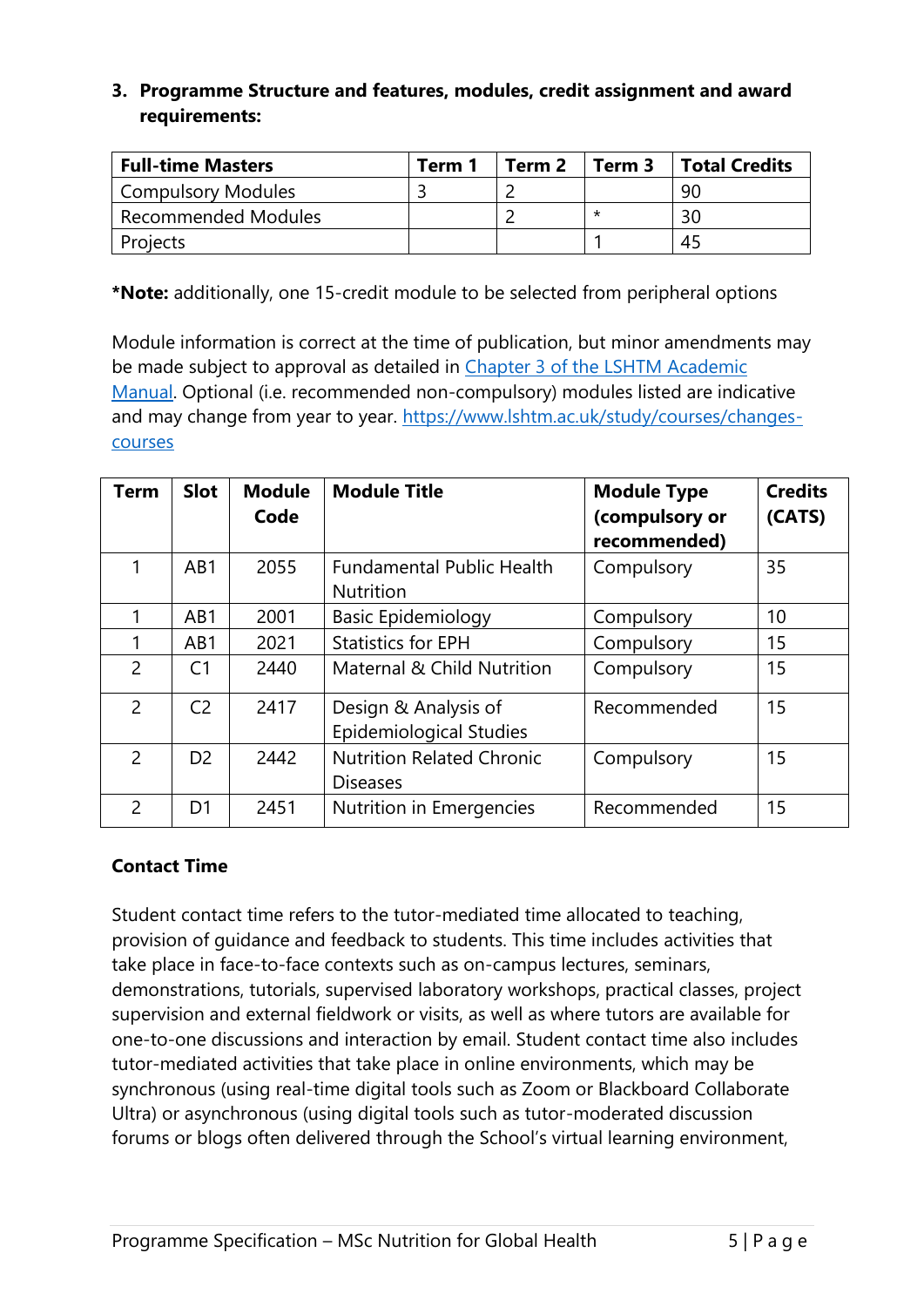### 3. Programme Structure and features, modules, credit assignment and award requirements:

| Full-time Masters | Term 1 | Term 2 | Term 3 | Total Credits |
|---|---|---|---|---|
| Compulsory Modules | 3 | 2 | | 90 |
| Recommended Modules | | 2 | * | 30 |
| Projects | | | 1 | 45 |

***Note:** additionally, one 15-credit module to be selected from peripheral options

Module information is correct at the time of publication, but minor amendments may be made subject to approval as detailed in [Chapter 3 of the LSHTM Academic Manual](). Optional (i.e. recommended non-compulsory) modules listed are indicative and may change from year to year. [https://www.lshtm.ac.uk/study/courses/changes-courses](https://www.lshtm.ac.uk/study/courses/changes-courses)

| Term | Slot | Module Code | Module Title | Module Type (compulsory or recommended) | Credits (CATS) |
|---|---|---|---|---|---|
| 1 | AB1 | 2055 | Fundamental Public Health Nutrition | Compulsory | 35 |
| 1 | AB1 | 2001 | Basic Epidemiology | Compulsory | 10 |
| 1 | AB1 | 2021 | Statistics for EPH | Compulsory | 15 |
| 2 | C1 | 2440 | Maternal & Child Nutrition | Compulsory | 15 |
| 2 | C2 | 2417 | Design & Analysis of Epidemiological Studies | Recommended | 15 |
| 2 | D2 | 2442 | Nutrition Related Chronic Diseases | Compulsory | 15 |
| 2 | D1 | 2451 | Nutrition in Emergencies | Recommended | 15 |

**Contact Time**

Student contact time refers to the tutor-mediated time allocated to teaching, provision of guidance and feedback to students. This time includes activities that take place in face-to-face contexts such as on-campus lectures, seminars, demonstrations, tutorials, supervised laboratory workshops, practical classes, project supervision and external fieldwork or visits, as well as where tutors are available for one-to-one discussions and interaction by email. Student contact time also includes tutor-mediated activities that take place in online environments, which may be synchronous (using real-time digital tools such as Zoom or Blackboard Collaborate Ultra) or asynchronous (using digital tools such as tutor-moderated discussion forums or blogs often delivered through the School's virtual learning environment,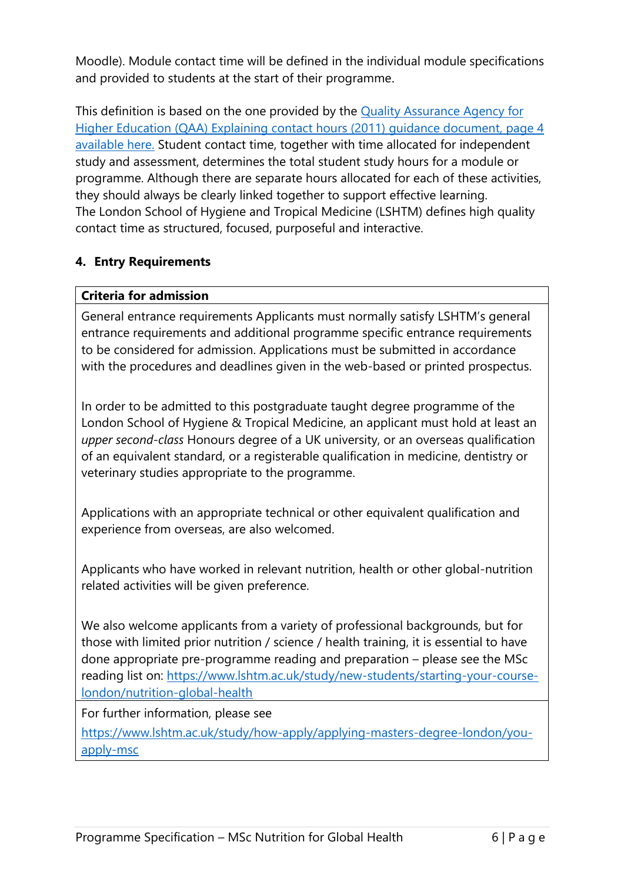Moodle). Module contact time will be defined in the individual module specifications and provided to students at the start of their programme.

This definition is based on the one provided by the [Quality Assurance Agency for Higher Education (QAA) Explaining contact hours (2011) guidance document, page 4 available here.]() Student contact time, together with time allocated for independent study and assessment, determines the total student study hours for a module or programme. Although there are separate hours allocated for each of these activities, they should always be clearly linked together to support effective learning.
The London School of Hygiene and Tropical Medicine (LSHTM) defines high quality contact time as structured, focused, purposeful and interactive.

## 4. Entry Requirements

| Criteria for admission |
|---|
| General entrance requirements Applicants must normally satisfy LSHTM's general entrance requirements and additional programme specific entrance requirements to be considered for admission. Applications must be submitted in accordance with the procedures and deadlines given in the web-based or printed prospectus.<br><br>In order to be admitted to this postgraduate taught degree programme of the London School of Hygiene & Tropical Medicine, an applicant must hold at least an *upper second-class* Honours degree of a UK university, or an overseas qualification of an equivalent standard, or a registerable qualification in medicine, dentistry or veterinary studies appropriate to the programme.<br><br>Applications with an appropriate technical or other equivalent qualification and experience from overseas, are also welcomed.<br><br>Applicants who have worked in relevant nutrition, health or other global-nutrition related activities will be given preference.<br><br>We also welcome applicants from a variety of professional backgrounds, but for those with limited prior nutrition / science / health training, it is essential to have done appropriate pre-programme reading and preparation – please see the MSc reading list on: https://www.lshtm.ac.uk/study/new-students/starting-your-course-london/nutrition-global-health |
| For further information, please see https://www.lshtm.ac.uk/study/how-apply/applying-masters-degree-london/you-apply-msc |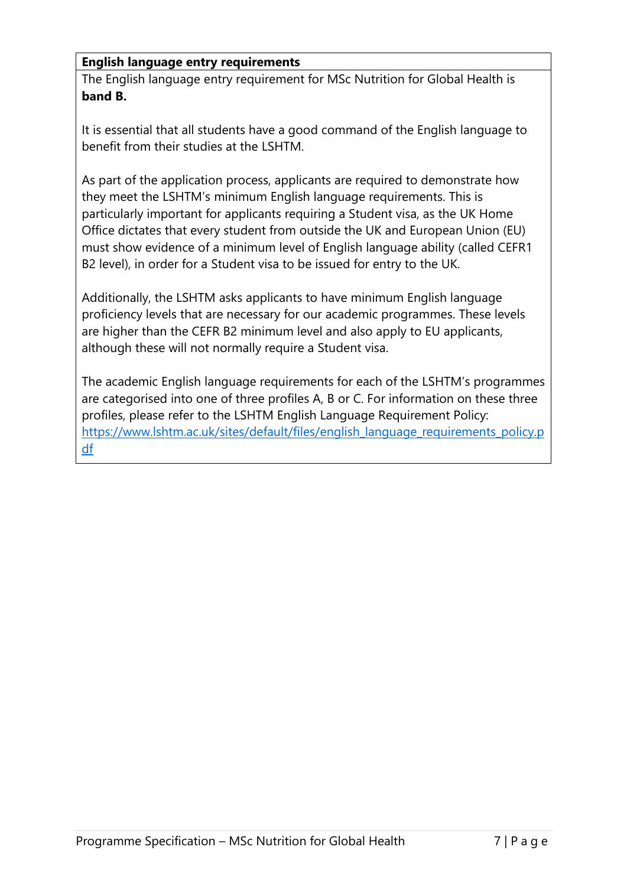**English language entry requirements**

The English language entry requirement for MSc Nutrition for Global Health is **band B.**

It is essential that all students have a good command of the English language to benefit from their studies at the LSHTM.

As part of the application process, applicants are required to demonstrate how they meet the LSHTM's minimum English language requirements. This is particularly important for applicants requiring a Student visa, as the UK Home Office dictates that every student from outside the UK and European Union (EU) must show evidence of a minimum level of English language ability (called CEFR1 B2 level), in order for a Student visa to be issued for entry to the UK.

Additionally, the LSHTM asks applicants to have minimum English language proficiency levels that are necessary for our academic programmes. These levels are higher than the CEFR B2 minimum level and also apply to EU applicants, although these will not normally require a Student visa.

The academic English language requirements for each of the LSHTM's programmes are categorised into one of three profiles A, B or C. For information on these three profiles, please refer to the LSHTM English Language Requirement Policy: https://www.lshtm.ac.uk/sites/default/files/english_language_requirements_policy.pdf